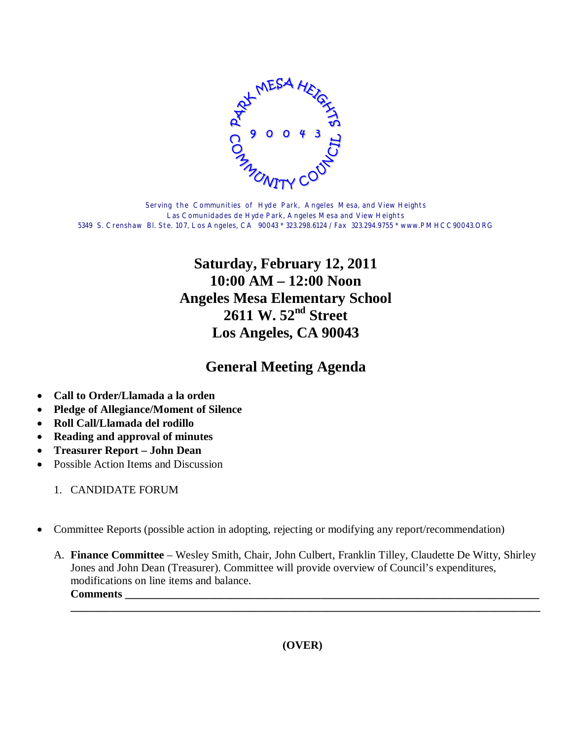PARK MESA HEIGHTS 90043 COMMUNITY COUNCIL

Serving the Communities of Hyde Park, Angeles Mesa, and View Heights
Las Comunidades de Hyde Park, Angeles Mesa and View Heights
5349 S. Crenshaw Bl. Ste. 107, Los Angeles, CA 90043 * 323.298.6124 / Fax 323.294.9755 * www.PMHCC90043.ORG

# Saturday, February 12, 2011
# 10:00 AM – 12:00 Noon
# Angeles Mesa Elementary School
# 2611 W. 52nd Street
# Los Angeles, CA 90043

## General Meeting Agenda

- **Call to Order/Llamada a la orden**
- **Pledge of Allegiance/Moment of Silence**
- **Roll Call/Llamada del rodillo**
- **Reading and approval of minutes**
- **Treasurer Report – John Dean**
- Possible Action Items and Discussion

  1. CANDIDATE FORUM

- Committee Reports (possible action in adopting, rejecting or modifying any report/recommendation)

  A. **Finance Committee** – Wesley Smith, Chair, John Culbert, Franklin Tilley, Claudette De Witty, Shirley Jones and John Dean (Treasurer). Committee will provide overview of Council's expenditures, modifications on line items and balance.
  **Comments** ______________________________________________________________________________
  ______________________________________________________________________________

**(OVER)**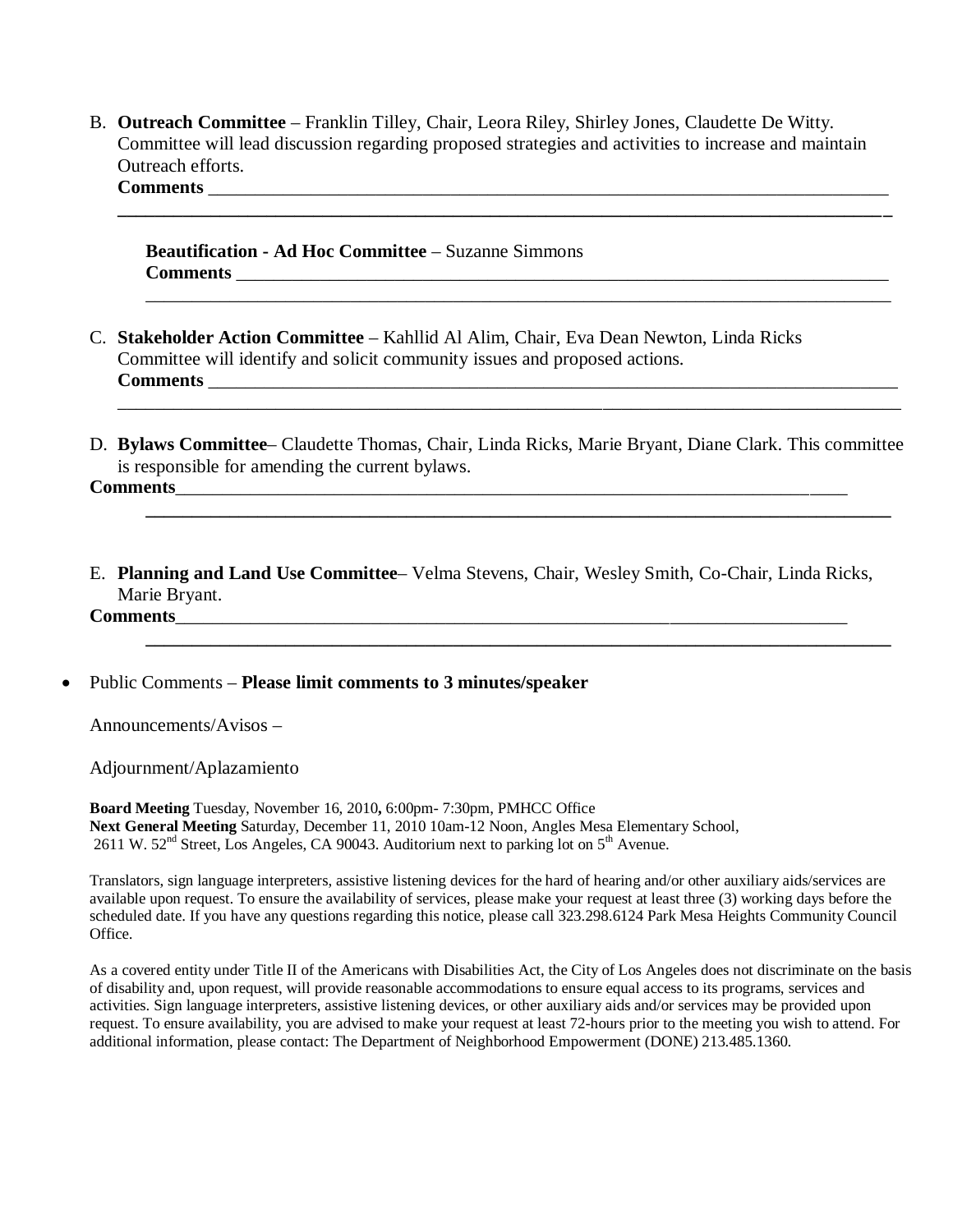B. **Outreach Committee** – Franklin Tilley, Chair, Leora Riley, Shirley Jones, Claudette De Witty. Committee will lead discussion regarding proposed strategies and activities to increase and maintain Outreach efforts.
**Comments** ______________________________________________________________________________
______________________________________________________________________________________

**Beautification - Ad Hoc Committee** – Suzanne Simmons
**Comments** ______________________________________________________________________________
______________________________________________________________________________________

C. **Stakeholder Action Committee** – Kahllid Al Alim, Chair, Eva Dean Newton, Linda Ricks
Committee will identify and solicit community issues and proposed actions.
**Comments** ______________________________________________________________________________
______________________________________________________________________________________

D. **Bylaws Committee**– Claudette Thomas, Chair, Linda Ricks, Marie Bryant, Diane Clark. This committee is responsible for amending the current bylaws.
**Comments**______________________________________________________________________________
______________________________________________________________________________________

E. **Planning and Land Use Committee**– Velma Stevens, Chair, Wesley Smith, Co-Chair, Linda Ricks, Marie Bryant.
**Comments**______________________________________________________________________________
______________________________________________________________________________________

- Public Comments – **Please limit comments to 3 minutes/speaker**

Announcements/Avisos –

Adjournment/Aplazamiento

**Board Meeting** Tuesday, November 16, 2010**,** 6:00pm- 7:30pm, PMHCC Office
**Next General Meeting** Saturday, December 11, 2010 10am-12 Noon, Angles Mesa Elementary School, 2611 W. 52nd Street, Los Angeles, CA 90043. Auditorium next to parking lot on 5th Avenue.

Translators, sign language interpreters, assistive listening devices for the hard of hearing and/or other auxiliary aids/services are available upon request. To ensure the availability of services, please make your request at least three (3) working days before the scheduled date. If you have any questions regarding this notice, please call 323.298.6124 Park Mesa Heights Community Council Office.

As a covered entity under Title II of the Americans with Disabilities Act, the City of Los Angeles does not discriminate on the basis of disability and, upon request, will provide reasonable accommodations to ensure equal access to its programs, services and activities. Sign language interpreters, assistive listening devices, or other auxiliary aids and/or services may be provided upon request. To ensure availability, you are advised to make your request at least 72-hours prior to the meeting you wish to attend. For additional information, please contact: The Department of Neighborhood Empowerment (DONE) 213.485.1360.